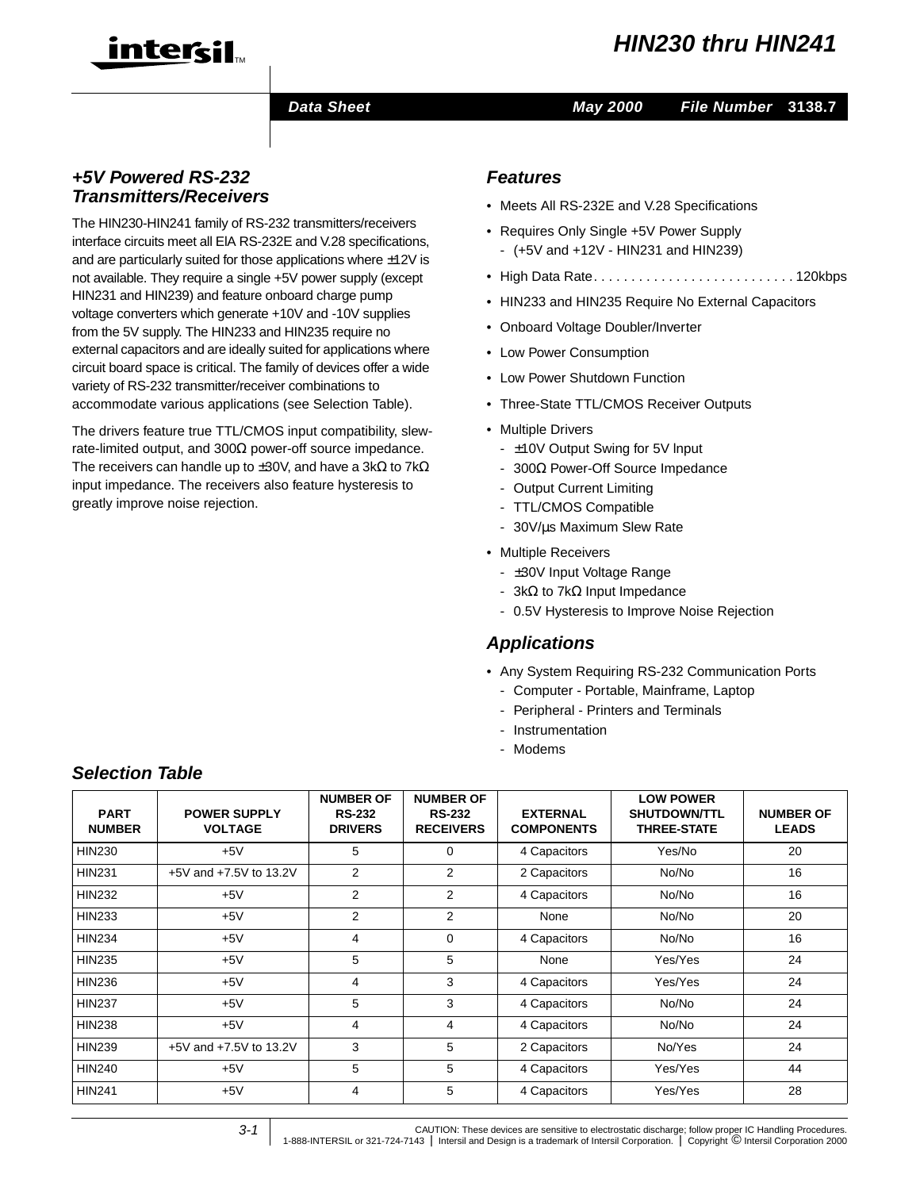# HIN230 thru HIN241

Data Sheet | May 2000 | File Number 3138.7

## +5V Powered RS-232 Transmitters/Receivers

The HIN230-HIN241 family of RS-232 transmitters/receivers interface circuits meet all EIA RS-232E and V.28 specifications, and are particularly suited for those applications where ±12V is not available. They require a single +5V power supply (except HIN231 and HIN239) and feature onboard charge pump voltage converters which generate +10V and -10V supplies from the 5V supply. The HIN233 and HIN235 require no external capacitors and are ideally suited for applications where circuit board space is critical. The family of devices offer a wide variety of RS-232 transmitter/receiver combinations to accommodate various applications (see Selection Table).

The drivers feature true TTL/CMOS input compatibility, slew-rate-limited output, and 300Ω power-off source impedance. The receivers can handle up to ±30V, and have a 3kΩ to 7kΩ input impedance. The receivers also feature hysteresis to greatly improve noise rejection.

## Features

- Meets All RS-232E and V.28 Specifications
- Requires Only Single +5V Power Supply
  - (+5V and +12V - HIN231 and HIN239)
- High Data Rate. . . . . . . . . . . . . . . . . . . . . . . . . . 120kbps
- HIN233 and HIN235 Require No External Capacitors
- Onboard Voltage Doubler/Inverter
- Low Power Consumption
- Low Power Shutdown Function
- Three-State TTL/CMOS Receiver Outputs
- Multiple Drivers
  - ±10V Output Swing for 5V Input
  - 300Ω Power-Off Source Impedance
  - Output Current Limiting
  - TTL/CMOS Compatible
  - 30V/µs Maximum Slew Rate
- Multiple Receivers
  - ±30V Input Voltage Range
  - 3kΩ to 7kΩ Input Impedance
  - 0.5V Hysteresis to Improve Noise Rejection

## Applications

- Any System Requiring RS-232 Communication Ports
  - Computer - Portable, Mainframe, Laptop
  - Peripheral - Printers and Terminals
  - Instrumentation
  - Modems

## Selection Table

| PART NUMBER | POWER SUPPLY VOLTAGE | NUMBER OF RS-232 DRIVERS | NUMBER OF RS-232 RECEIVERS | EXTERNAL COMPONENTS | LOW POWER SHUTDOWN/TTL THREE-STATE | NUMBER OF LEADS |
|---|---|---|---|---|---|---|
| HIN230 | +5V | 5 | 0 | 4 Capacitors | Yes/No | 20 |
| HIN231 | +5V and +7.5V to 13.2V | 2 | 2 | 2 Capacitors | No/No | 16 |
| HIN232 | +5V | 2 | 2 | 4 Capacitors | No/No | 16 |
| HIN233 | +5V | 2 | 2 | None | No/No | 20 |
| HIN234 | +5V | 4 | 0 | 4 Capacitors | No/No | 16 |
| HIN235 | +5V | 5 | 5 | None | Yes/Yes | 24 |
| HIN236 | +5V | 4 | 3 | 4 Capacitors | Yes/Yes | 24 |
| HIN237 | +5V | 5 | 3 | 4 Capacitors | No/No | 24 |
| HIN238 | +5V | 4 | 4 | 4 Capacitors | No/No | 24 |
| HIN239 | +5V and +7.5V to 13.2V | 3 | 5 | 2 Capacitors | No/Yes | 24 |
| HIN240 | +5V | 5 | 5 | 4 Capacitors | Yes/Yes | 44 |
| HIN241 | +5V | 4 | 5 | 4 Capacitors | Yes/Yes | 28 |

CAUTION: These devices are sensitive to electrostatic discharge; follow proper IC Handling Procedures.
1-888-INTERSIL or 321-724-7143 | Intersil and Design is a trademark of Intersil Corporation. | Copyright © Intersil Corporation 2000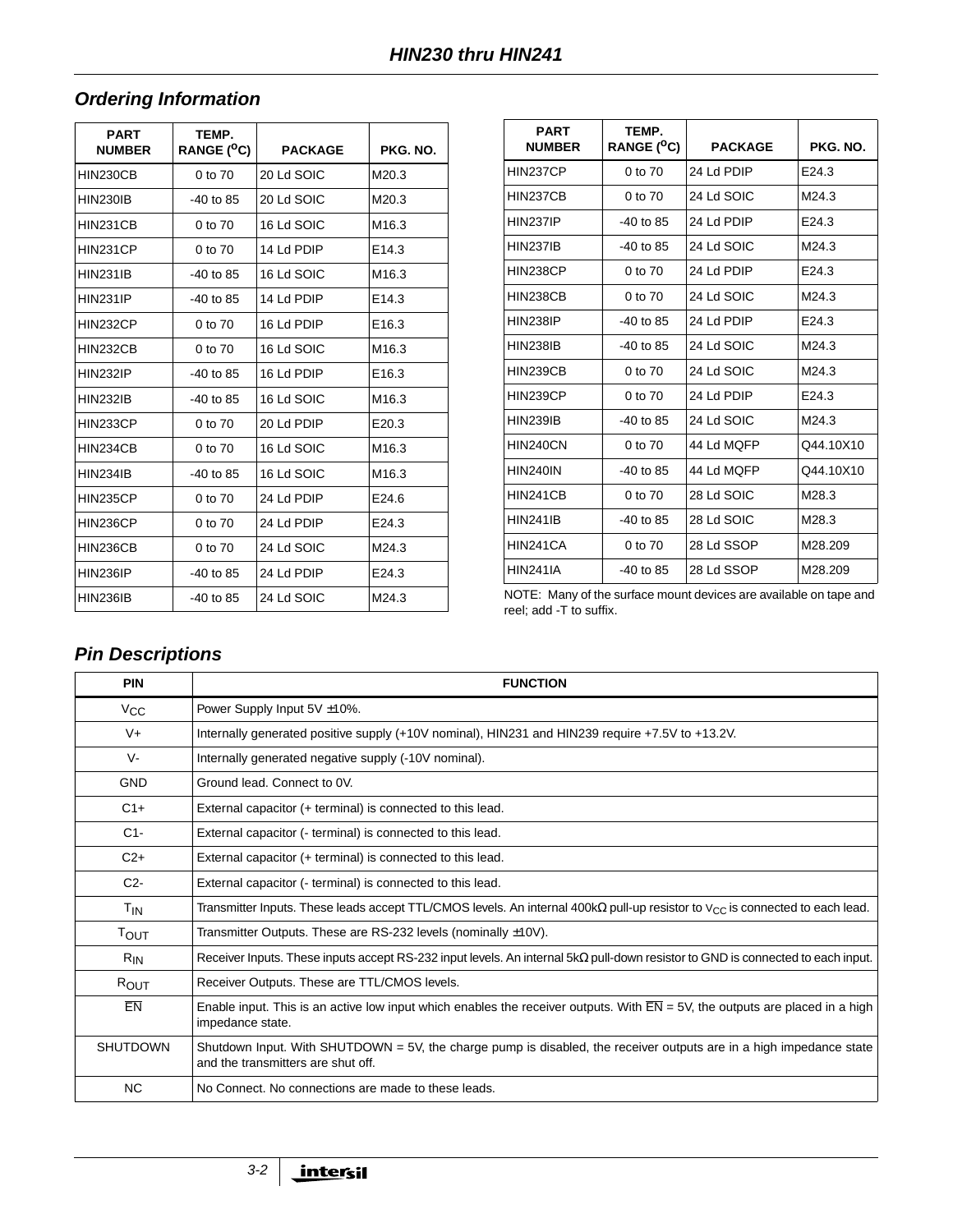## Ordering Information

| PART NUMBER | TEMP. RANGE ($^{o}$C) | PACKAGE | PKG. NO. |
|---|---|---|---|
| HIN230CB | 0 to 70 | 20 Ld SOIC | M20.3 |
| HIN230IB | -40 to 85 | 20 Ld SOIC | M20.3 |
| HIN231CB | 0 to 70 | 16 Ld SOIC | M16.3 |
| HIN231CP | 0 to 70 | 14 Ld PDIP | E14.3 |
| HIN231IB | -40 to 85 | 16 Ld SOIC | M16.3 |
| HIN231IP | -40 to 85 | 14 Ld PDIP | E14.3 |
| HIN232CP | 0 to 70 | 16 Ld PDIP | E16.3 |
| HIN232CB | 0 to 70 | 16 Ld SOIC | M16.3 |
| HIN232IP | -40 to 85 | 16 Ld PDIP | E16.3 |
| HIN232IB | -40 to 85 | 16 Ld SOIC | M16.3 |
| HIN233CP | 0 to 70 | 20 Ld PDIP | E20.3 |
| HIN234CB | 0 to 70 | 16 Ld SOIC | M16.3 |
| HIN234IB | -40 to 85 | 16 Ld SOIC | M16.3 |
| HIN235CP | 0 to 70 | 24 Ld PDIP | E24.6 |
| HIN236CP | 0 to 70 | 24 Ld PDIP | E24.3 |
| HIN236CB | 0 to 70 | 24 Ld SOIC | M24.3 |
| HIN236IP | -40 to 85 | 24 Ld PDIP | E24.3 |
| HIN236IB | -40 to 85 | 24 Ld SOIC | M24.3 |
| HIN237CP | 0 to 70 | 24 Ld PDIP | E24.3 |
| HIN237CB | 0 to 70 | 24 Ld SOIC | M24.3 |
| HIN237IP | -40 to 85 | 24 Ld PDIP | E24.3 |
| HIN237IB | -40 to 85 | 24 Ld SOIC | M24.3 |
| HIN238CP | 0 to 70 | 24 Ld PDIP | E24.3 |
| HIN238CB | 0 to 70 | 24 Ld SOIC | M24.3 |
| HIN238IP | -40 to 85 | 24 Ld PDIP | E24.3 |
| HIN238IB | -40 to 85 | 24 Ld SOIC | M24.3 |
| HIN239CB | 0 to 70 | 24 Ld SOIC | M24.3 |
| HIN239CP | 0 to 70 | 24 Ld PDIP | E24.3 |
| HIN239IB | -40 to 85 | 24 Ld SOIC | M24.3 |
| HIN240CN | 0 to 70 | 44 Ld MQFP | Q44.10X10 |
| HIN240IN | -40 to 85 | 44 Ld MQFP | Q44.10X10 |
| HIN241CB | 0 to 70 | 28 Ld SOIC | M28.3 |
| HIN241IB | -40 to 85 | 28 Ld SOIC | M28.3 |
| HIN241CA | 0 to 70 | 28 Ld SSOP | M28.209 |
| HIN241IA | -40 to 85 | 28 Ld SSOP | M28.209 |

NOTE: Many of the surface mount devices are available on tape and reel; add -T to suffix.

## Pin Descriptions

| PIN | FUNCTION |
|---|---|
| $V_{CC}$ | Power Supply Input 5V ±10%. |
| V+ | Internally generated positive supply (+10V nominal), HIN231 and HIN239 require +7.5V to +13.2V. |
| V- | Internally generated negative supply (-10V nominal). |
| GND | Ground lead. Connect to 0V. |
| C1+ | External capacitor (+ terminal) is connected to this lead. |
| C1- | External capacitor (- terminal) is connected to this lead. |
| C2+ | External capacitor (+ terminal) is connected to this lead. |
| C2- | External capacitor (- terminal) is connected to this lead. |
| $T_{IN}$ | Transmitter Inputs. These leads accept TTL/CMOS levels. An internal 400kΩ pull-up resistor to $V_{CC}$ is connected to each lead. |
| $T_{OUT}$ | Transmitter Outputs. These are RS-232 levels (nominally ±10V). |
| $R_{IN}$ | Receiver Inputs. These inputs accept RS-232 input levels. An internal 5kΩ pull-down resistor to GND is connected to each input. |
| $R_{OUT}$ | Receiver Outputs. These are TTL/CMOS levels. |
| $\overline{EN}$ | Enable input. This is an active low input which enables the receiver outputs. With $\overline{EN}$ = 5V, the outputs are placed in a high impedance state. |
| SHUTDOWN | Shutdown Input. With SHUTDOWN = 5V, the charge pump is disabled, the receiver outputs are in a high impedance state and the transmitters are shut off. |
| NC | No Connect. No connections are made to these leads. |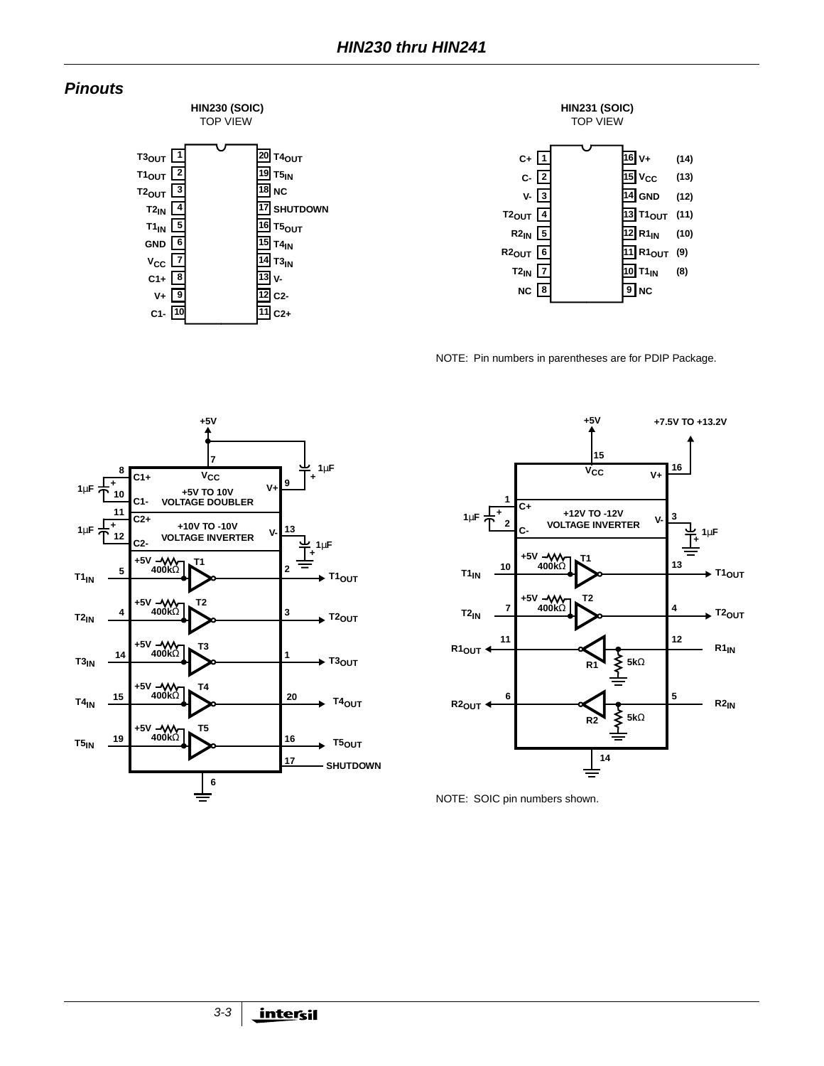## Pinouts

**HIN230 (SOIC)**
TOP VIEW

| Pin | Name | Pin | Name |
|---|---|---|---|
| 1 | T3OUT | 20 | T4OUT |
| 2 | T1OUT | 19 | T5IN |
| 3 | T2OUT | 18 | NC |
| 4 | T2IN | 17 | SHUTDOWN |
| 5 | T1IN | 16 | T5OUT |
| 6 | GND | 15 | T4IN |
| 7 | VCC | 14 | T3IN |
| 8 | C1+ | 13 | V- |
| 9 | V+ | 12 | C2- |
| 10 | C1- | 11 | C2+ |

**HIN231 (SOIC)**
TOP VIEW

| Pin | Name | Pin | Name | (PDIP) |
|---|---|---|---|---|
| 1 | C+ | 16 | V+ | (14) |
| 2 | C- | 15 | VCC | (13) |
| 3 | V- | 14 | GND | (12) |
| 4 | T2OUT | 13 | T1OUT | (11) |
| 5 | R2IN | 12 | R1IN | (10) |
| 6 | R2OUT | 11 | R1OUT | (9) |
| 7 | T2IN | 10 | T1IN | (8) |
| 8 | NC | 9 | NC | |

NOTE: Pin numbers in parentheses are for PDIP Package.

NOTE: SOIC pin numbers shown.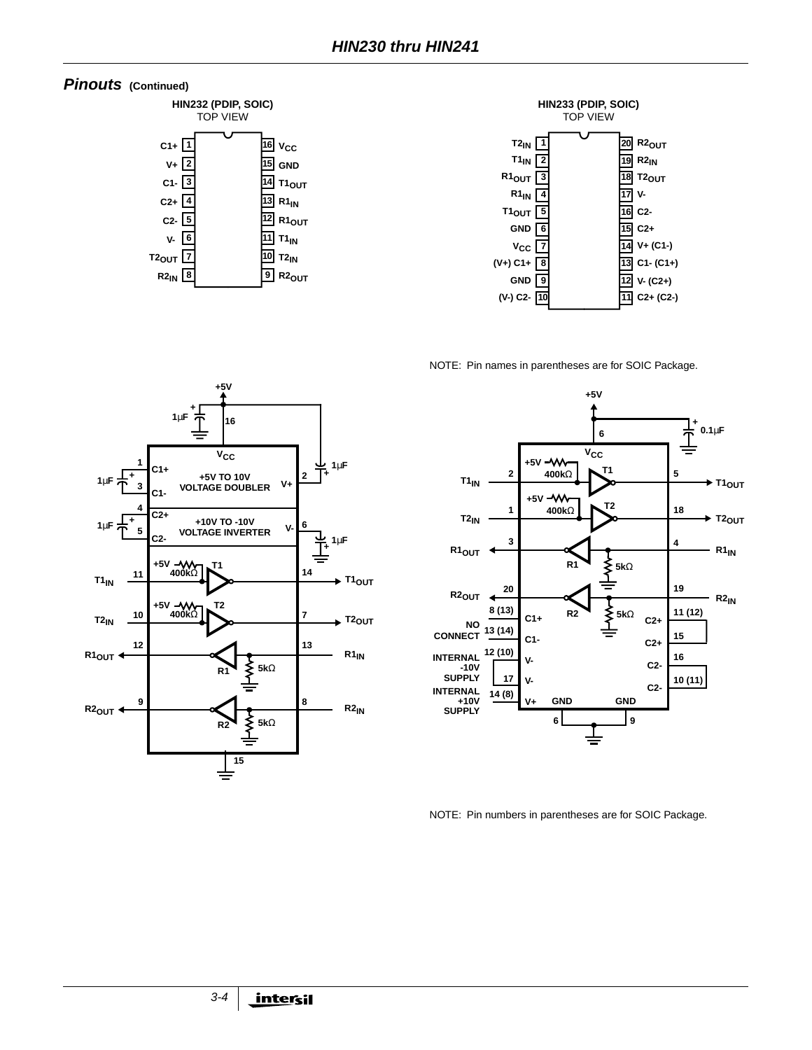## *Pinouts* (Continued)

**HIN232 (PDIP, SOIC)**
TOP VIEW

| Pin | Name | Pin | Name |
|---|---|---|---|
| 1 | C1+ | 16 | $V_{CC}$ |
| 2 | V+ | 15 | GND |
| 3 | C1- | 14 | $T1_{OUT}$ |
| 4 | C2+ | 13 | $R1_{IN}$ |
| 5 | C2- | 12 | $R1_{OUT}$ |
| 6 | V- | 11 | $T1_{IN}$ |
| 7 | $T2_{OUT}$ | 10 | $T2_{IN}$ |
| 8 | $R2_{IN}$ | 9 | $R2_{OUT}$ |

**HIN233 (PDIP, SOIC)**
TOP VIEW

| Pin | Name | Pin | Name |
|---|---|---|---|
| 1 | $T2_{IN}$ | 20 | $R2_{OUT}$ |
| 2 | $T1_{IN}$ | 19 | $R2_{IN}$ |
| 3 | $R1_{OUT}$ | 18 | $T2_{OUT}$ |
| 4 | $R1_{IN}$ | 17 | V- |
| 5 | $T1_{OUT}$ | 16 | C2- |
| 6 | GND | 15 | C2+ |
| 7 | $V_{CC}$ | 14 | V+ (C1-) |
| 8 | (V+) C1+ | 13 | C1- (C1+) |
| 9 | GND | 12 | V- (C2+) |
| 10 | (V-) C2- | 11 | C2+ (C2-) |

NOTE: Pin names in parentheses are for SOIC Package.

NOTE: Pin numbers in parentheses are for SOIC Package.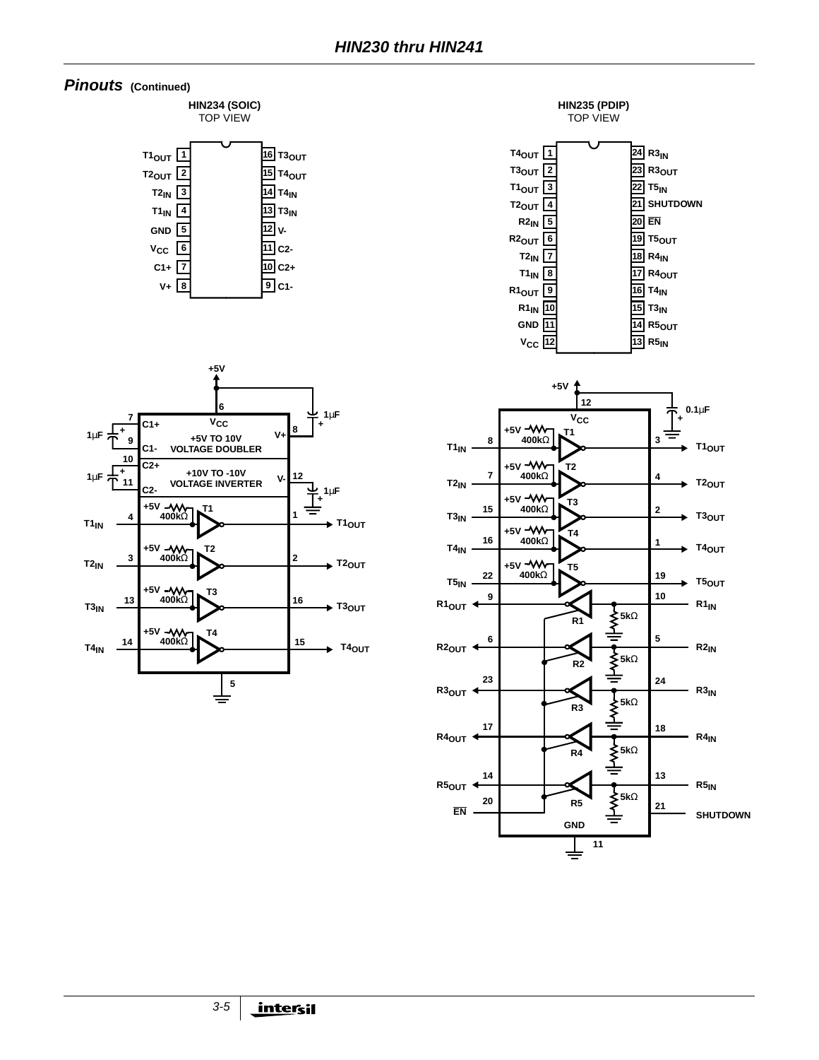## Pinouts (Continued)

**HIN234 (SOIC)**
TOP VIEW

| Pin | Name | Pin | Name |
|---|---|---|---|
| 1 | $T1_{OUT}$ | 16 | $T3_{OUT}$ |
| 2 | $T2_{OUT}$ | 15 | $T4_{OUT}$ |
| 3 | $T2_{IN}$ | 14 | $T4_{IN}$ |
| 4 | $T1_{IN}$ | 13 | $T3_{IN}$ |
| 5 | GND | 12 | V- |
| 6 | $V_{CC}$ | 11 | C2- |
| 7 | C1+ | 10 | C2+ |
| 8 | V+ | 9 | C1- |

**HIN235 (PDIP)**
TOP VIEW

| Pin | Name | Pin | Name |
|---|---|---|---|
| 1 | $T4_{OUT}$ | 24 | $R3_{IN}$ |
| 2 | $T3_{OUT}$ | 23 | $R3_{OUT}$ |
| 3 | $T1_{OUT}$ | 22 | $T5_{IN}$ |
| 4 | $T2_{OUT}$ | 21 | SHUTDOWN |
| 5 | $R2_{IN}$ | 20 | $\overline{EN}$ |
| 6 | $R2_{OUT}$ | 19 | $T5_{OUT}$ |
| 7 | $T2_{IN}$ | 18 | $R4_{IN}$ |
| 8 | $T1_{IN}$ | 17 | $R4_{OUT}$ |
| 9 | $R1_{OUT}$ | 16 | $T4_{IN}$ |
| 10 | $R1_{IN}$ | 15 | $T3_{IN}$ |
| 11 | GND | 14 | $R5_{OUT}$ |
| 12 | $V_{CC}$ | 13 | $R5_{IN}$ |

**HIN234 functional diagram:** +5V to $V_{CC}$ (pin 6), 1μF to V+ (pin 8). 1μF between C1+ (7) and C1- (9): +5V TO 10V VOLTAGE DOUBLER. 1μF between C2+ (10) and C2- (11): +10V TO -10V VOLTAGE INVERTER, V- (12) with 1μF to ground. Transmitters T1–T4 with +5V 400kΩ pull-ups: $T1_{IN}$ (4) → $T1_{OUT}$ (1); $T2_{IN}$ (3) → $T2_{OUT}$ (2); $T3_{IN}$ (13) → $T3_{OUT}$ (16); $T4_{IN}$ (14) → $T4_{OUT}$ (15). GND (5).

**HIN235 functional diagram:** +5V to $V_{CC}$ (pin 12), 0.1μF to ground. Transmitters T1–T5 with +5V 400kΩ pull-ups: $T1_{IN}$ (8) → $T1_{OUT}$ (3); $T2_{IN}$ (7) → $T2_{OUT}$ (4); $T3_{IN}$ (15) → $T3_{OUT}$ (2); $T4_{IN}$ (16) → $T4_{OUT}$ (1); $T5_{IN}$ (22) → $T5_{OUT}$ (19). Receivers R1–R5 with 5kΩ to ground: $R1_{IN}$ (10) → $R1_{OUT}$ (9); $R2_{IN}$ (5) → $R2_{OUT}$ (6); $R3_{IN}$ (24) → $R3_{OUT}$ (23); $R4_{IN}$ (18) → $R4_{OUT}$ (17); $R5_{IN}$ (13) → $R5_{OUT}$ (14). $\overline{EN}$ (20), SHUTDOWN (21), GND (11).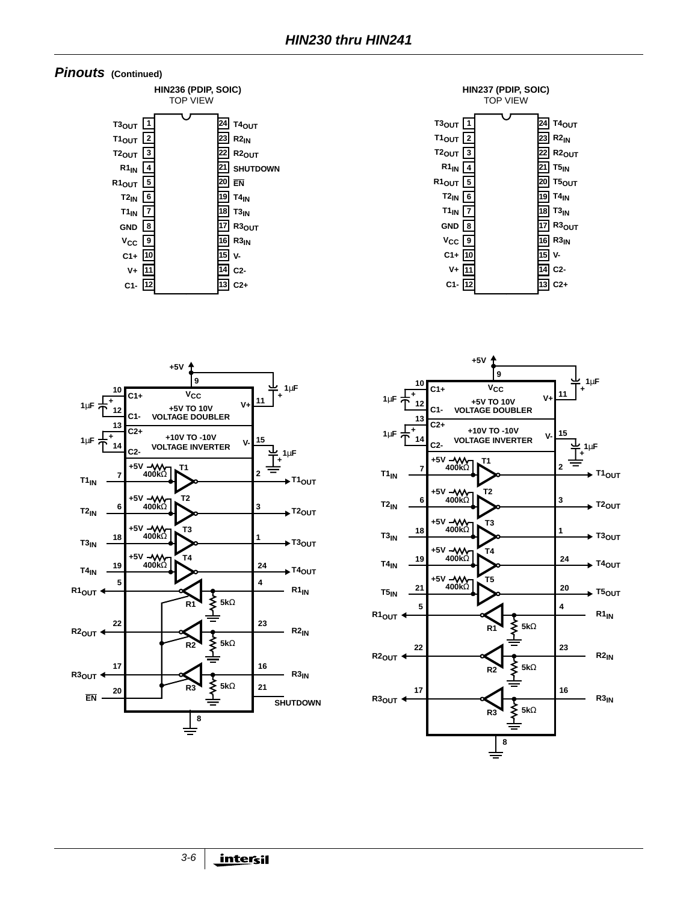## Pinouts (Continued)

**HIN236 (PDIP, SOIC)**
TOP VIEW

| Pin | Name | Pin | Name |
|---|---|---|---|
| 1 | $T3_{OUT}$ | 24 | $T4_{OUT}$ |
| 2 | $T1_{OUT}$ | 23 | $R2_{IN}$ |
| 3 | $T2_{OUT}$ | 22 | $R2_{OUT}$ |
| 4 | $R1_{IN}$ | 21 | SHUTDOWN |
| 5 | $R1_{OUT}$ | 20 | $\overline{EN}$ |
| 6 | $T2_{IN}$ | 19 | $T4_{IN}$ |
| 7 | $T1_{IN}$ | 18 | $T3_{IN}$ |
| 8 | GND | 17 | $R3_{OUT}$ |
| 9 | $V_{CC}$ | 16 | $R3_{IN}$ |
| 10 | C1+ | 15 | V- |
| 11 | V+ | 14 | C2- |
| 12 | C1- | 13 | C2+ |

**HIN237 (PDIP, SOIC)**
TOP VIEW

| Pin | Name | Pin | Name |
|---|---|---|---|
| 1 | $T3_{OUT}$ | 24 | $T4_{OUT}$ |
| 2 | $T1_{OUT}$ | 23 | $R2_{IN}$ |
| 3 | $T2_{OUT}$ | 22 | $R2_{OUT}$ |
| 4 | $R1_{IN}$ | 21 | $T5_{IN}$ |
| 5 | $R1_{OUT}$ | 20 | $T5_{OUT}$ |
| 6 | $T2_{IN}$ | 19 | $T4_{IN}$ |
| 7 | $T1_{IN}$ | 18 | $T3_{IN}$ |
| 8 | GND | 17 | $R3_{OUT}$ |
| 9 | $V_{CC}$ | 16 | $R3_{IN}$ |
| 10 | C1+ | 15 | V- |
| 11 | V+ | 14 | C2- |
| 12 | C1- | 13 | C2+ |

**HIN236 functional diagram:** +5V to $V_{CC}$ (pin 9); 1μF capacitors on C1+ (10)/C1- (12), C2+ (13)/C2- (14), V+ (11), V- (15). +5V TO 10V VOLTAGE DOUBLER; +10V TO -10V VOLTAGE INVERTER. Transmitters T1–T4 (each with +5V 400kΩ pull-up): $T1_{IN}$ (7) → $T1_{OUT}$ (2); $T2_{IN}$ (6) → $T2_{OUT}$ (3); $T3_{IN}$ (18) → $T3_{OUT}$ (1); $T4_{IN}$ (19) → $T4_{OUT}$ (24). Receivers R1–R3 (each with 5kΩ to ground): $R1_{IN}$ (4) → $R1_{OUT}$ (5); $R2_{IN}$ (23) → $R2_{OUT}$ (22); $R3_{IN}$ (16) → $R3_{OUT}$ (17). $\overline{EN}$ (20), SHUTDOWN (21), GND (8).

**HIN237 functional diagram:** +5V to $V_{CC}$ (pin 9); 1μF capacitors on C1+ (10)/C1- (12), C2+ (13)/C2- (14), V+ (11), V- (15). +5V TO 10V VOLTAGE DOUBLER; +10V TO -10V VOLTAGE INVERTER. Transmitters T1–T5 (each with +5V 400kΩ pull-up): $T1_{IN}$ (7) → $T1_{OUT}$ (2); $T2_{IN}$ (6) → $T2_{OUT}$ (3); $T3_{IN}$ (18) → $T3_{OUT}$ (1); $T4_{IN}$ (19) → $T4_{OUT}$ (24); $T5_{IN}$ (21) → $T5_{OUT}$ (20). Receivers R1–R3 (each with 5kΩ to ground): $R1_{IN}$ (4) → $R1_{OUT}$ (5); $R2_{IN}$ (23) → $R2_{OUT}$ (22); $R3_{IN}$ (16) → $R3_{OUT}$ (17). GND (8).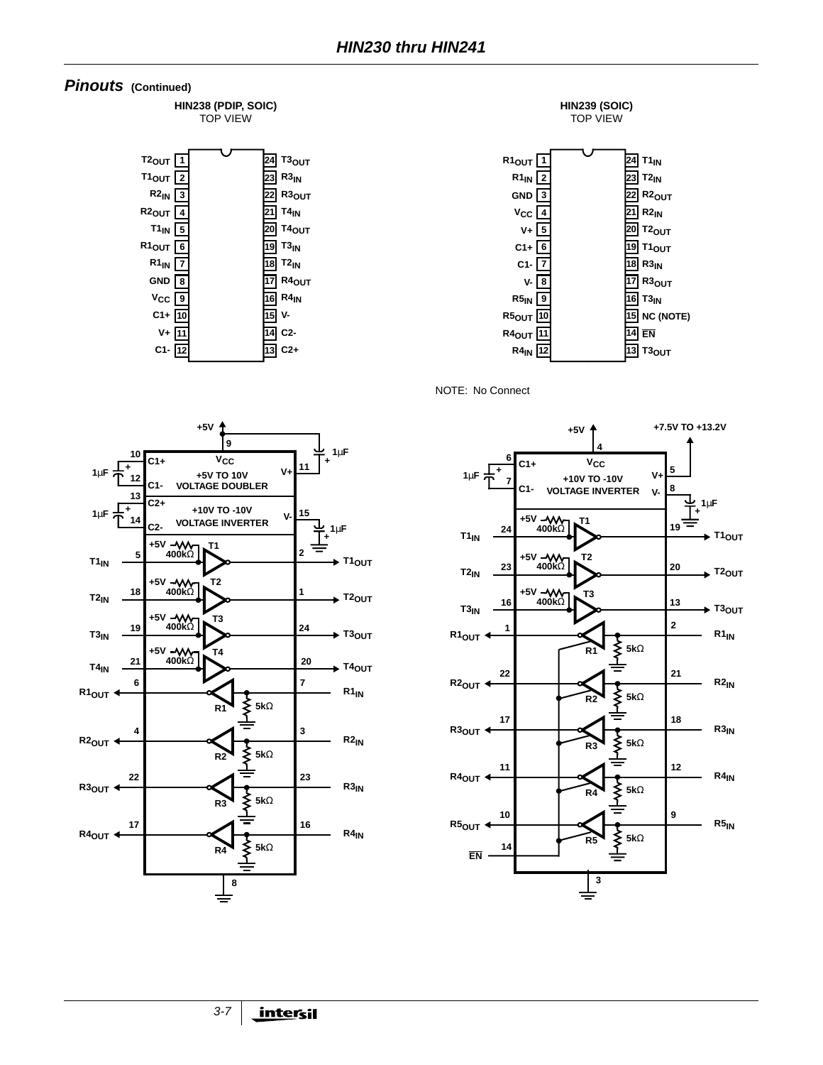## Pinouts (Continued)

**HIN238 (PDIP, SOIC)**
TOP VIEW

| Pin | Name | Pin | Name |
|---|---|---|---|
| 1 | $T2_{OUT}$ | 24 | $T3_{OUT}$ |
| 2 | $T1_{OUT}$ | 23 | $R3_{IN}$ |
| 3 | $R2_{IN}$ | 22 | $R3_{OUT}$ |
| 4 | $R2_{OUT}$ | 21 | $T4_{IN}$ |
| 5 | $T1_{IN}$ | 20 | $T4_{OUT}$ |
| 6 | $R1_{OUT}$ | 19 | $T3_{IN}$ |
| 7 | $R1_{IN}$ | 18 | $T2_{IN}$ |
| 8 | GND | 17 | $R4_{OUT}$ |
| 9 | $V_{CC}$ | 16 | $R4_{IN}$ |
| 10 | C1+ | 15 | V- |
| 11 | V+ | 14 | C2- |
| 12 | C1- | 13 | C2+ |

**HIN239 (SOIC)**
TOP VIEW

| Pin | Name | Pin | Name |
|---|---|---|---|
| 1 | $R1_{OUT}$ | 24 | $T1_{IN}$ |
| 2 | $R1_{IN}$ | 23 | $T2_{IN}$ |
| 3 | GND | 22 | $R2_{OUT}$ |
| 4 | $V_{CC}$ | 21 | $R2_{IN}$ |
| 5 | V+ | 20 | $T2_{OUT}$ |
| 6 | C1+ | 19 | $T1_{OUT}$ |
| 7 | C1- | 18 | $R3_{IN}$ |
| 8 | V- | 17 | $R3_{OUT}$ |
| 9 | $R5_{IN}$ | 16 | $T3_{IN}$ |
| 10 | $R5_{OUT}$ | 15 | NC (NOTE) |
| 11 | $R4_{OUT}$ | 14 | $\overline{EN}$ |
| 12 | $R4_{IN}$ | 13 | $T3_{OUT}$ |

NOTE: No Connect

**HIN238 functional diagram:** +5V to $V_{CC}$ (pin 9); 1µF capacitors on C1+ (10)/C1- (12), C2+ (13)/C2- (14), V+ (11) and V- (15). +5V TO 10V VOLTAGE DOUBLER; +10V TO -10V VOLTAGE INVERTER. Transmitters T1–T4 with +5V 400kΩ pull-ups: $T1_{IN}$ (5) → $T1_{OUT}$ (2); $T2_{IN}$ (18) → $T2_{OUT}$ (1); $T3_{IN}$ (19) → $T3_{OUT}$ (24); $T4_{IN}$ (21) → $T4_{OUT}$ (20). Receivers R1–R4 with 5kΩ to ground: $R1_{IN}$ (7) → $R1_{OUT}$ (6); $R2_{IN}$ (3) → $R2_{OUT}$ (4); $R3_{IN}$ (23) → $R3_{OUT}$ (22); $R4_{IN}$ (16) → $R4_{OUT}$ (17). GND pin 8.

**HIN239 functional diagram:** +5V to $V_{CC}$ (pin 4); +7.5V TO +13.2V to V+ (pin 5); 1µF on C1+ (6)/C1- (7) and V- (8). +10V TO -10V VOLTAGE INVERTER. Transmitters T1–T3 with +5V 400kΩ pull-ups: $T1_{IN}$ (24) → $T1_{OUT}$ (19); $T2_{IN}$ (23) → $T2_{OUT}$ (20); $T3_{IN}$ (16) → $T3_{OUT}$ (13). Receivers R1–R5 with 5kΩ to ground, enabled by $\overline{EN}$ (14): $R1_{IN}$ (2) → $R1_{OUT}$ (1); $R2_{IN}$ (21) → $R2_{OUT}$ (22); $R3_{IN}$ (18) → $R3_{OUT}$ (17); $R4_{IN}$ (12) → $R4_{OUT}$ (11); $R5_{IN}$ (9) → $R5_{OUT}$ (10). GND pin 3.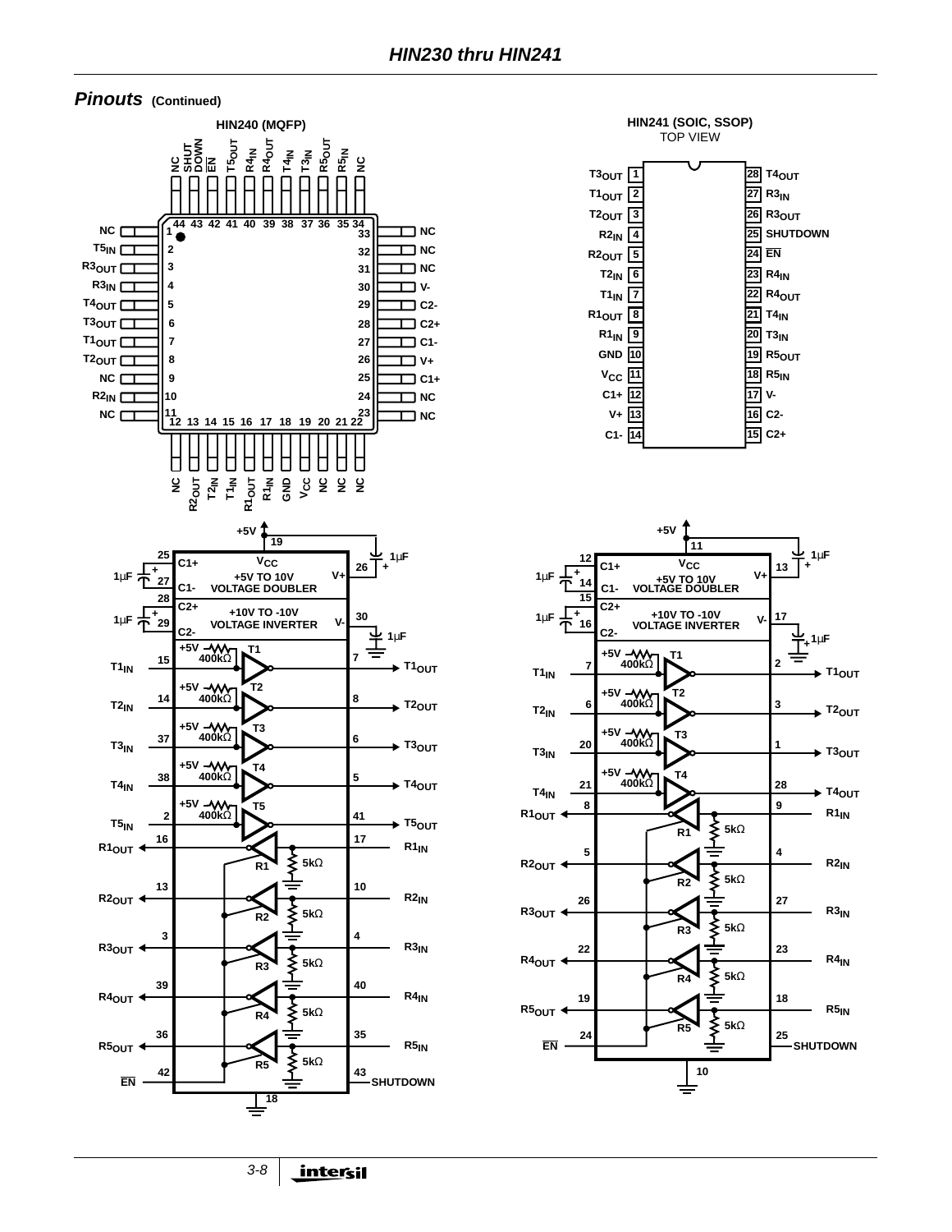## Pinouts (Continued)

### HIN240 (MQFP)

| Pin | Name | Pin | Name |
|---|---|---|---|
| 1 | NC | 23 | NC |
| 2 | $T5_{IN}$ | 24 | NC |
| 3 | $R3_{OUT}$ | 25 | C1+ |
| 4 | $R3_{IN}$ | 26 | V+ |
| 5 | $T4_{OUT}$ | 27 | C1- |
| 6 | $T3_{OUT}$ | 28 | C2+ |
| 7 | $T1_{OUT}$ | 29 | C2- |
| 8 | $T2_{OUT}$ | 30 | V- |
| 9 | NC | 31 | NC |
| 10 | $R2_{IN}$ | 32 | NC |
| 11 | NC | 33 | NC |
| 12 | NC | 34 | NC |
| 13 | $R2_{OUT}$ | 35 | $R5_{IN}$ |
| 14 | $T2_{IN}$ | 36 | $R5_{OUT}$ |
| 15 | $T1_{IN}$ | 37 | $T3_{IN}$ |
| 16 | $R1_{OUT}$ | 38 | $T4_{IN}$ |
| 17 | $R1_{IN}$ | 39 | $R4_{OUT}$ |
| 18 | GND | 40 | $R4_{IN}$ |
| 19 | $V_{CC}$ | 41 | $T5_{OUT}$ |
| 20 | NC | 42 | $\overline{EN}$ |
| 21 | NC | 43 | SHUTDOWN |
| 22 | NC | 44 | NC |

### HIN241 (SOIC, SSOP)
TOP VIEW

| Pin | Name | Pin | Name |
|---|---|---|---|
| 1 | $T3_{OUT}$ | 28 | $T4_{OUT}$ |
| 2 | $T1_{OUT}$ | 27 | $R3_{IN}$ |
| 3 | $T2_{OUT}$ | 26 | $R3_{OUT}$ |
| 4 | $R2_{IN}$ | 25 | SHUTDOWN |
| 5 | $R2_{OUT}$ | 24 | $\overline{EN}$ |
| 6 | $T2_{IN}$ | 23 | $R4_{IN}$ |
| 7 | $T1_{IN}$ | 22 | $R4_{OUT}$ |
| 8 | $R1_{OUT}$ | 21 | $T4_{IN}$ |
| 9 | $R1_{IN}$ | 20 | $T3_{IN}$ |
| 10 | GND | 19 | $R5_{OUT}$ |
| 11 | $V_{CC}$ | 18 | $R5_{IN}$ |
| 12 | C1+ | 17 | V- |
| 13 | V+ | 16 | C2- |
| 14 | C1- | 15 | C2+ |

### HIN240 Functional Diagram

- +5V → $V_{CC}$ (pin 19), 1µF to ground; GND pin 18
- C1+ (25), C1- (27): 1µF — +5V TO 10V VOLTAGE DOUBLER; V+ (26), 1µF
- C2+ (28), C2- (29): 1µF — +10V TO -10V VOLTAGE INVERTER; V- (30), 1µF
- T1: $T1_{IN}$ (15) → $T1_{OUT}$ (7), +5V 400kΩ pull-up
- T2: $T2_{IN}$ (14) → $T2_{OUT}$ (8), +5V 400kΩ pull-up
- T3: $T3_{IN}$ (37) → $T3_{OUT}$ (6), +5V 400kΩ pull-up
- T4: $T4_{IN}$ (38) → $T4_{OUT}$ (5), +5V 400kΩ pull-up
- T5: $T5_{IN}$ (2) → $T5_{OUT}$ (41), +5V 400kΩ pull-up
- R1: $R1_{IN}$ (17) → $R1_{OUT}$ (16), 5kΩ
- R2: $R2_{IN}$ (10) → $R2_{OUT}$ (13), 5kΩ
- R3: $R3_{IN}$ (4) → $R3_{OUT}$ (3), 5kΩ
- R4: $R4_{IN}$ (40) → $R4_{OUT}$ (39), 5kΩ
- R5: $R5_{IN}$ (35) → $R5_{OUT}$ (36), 5kΩ
- $\overline{EN}$ (42), SHUTDOWN (43)

### HIN241 Functional Diagram

- +5V → $V_{CC}$ (pin 11), 1µF to ground; GND pin 10
- C1+ (12), C1- (14): 1µF — +5V TO 10V VOLTAGE DOUBLER; V+ (13), 1µF
- C2+ (15), C2- (16): 1µF — +10V TO -10V VOLTAGE INVERTER; V- (17), 1µF
- T1: $T1_{IN}$ (7) → $T1_{OUT}$ (2), +5V 400kΩ pull-up
- T2: $T2_{IN}$ (6) → $T2_{OUT}$ (3), +5V 400kΩ pull-up
- T3: $T3_{IN}$ (20) → $T3_{OUT}$ (1), +5V 400kΩ pull-up
- T4: $T4_{IN}$ (21) → $T4_{OUT}$ (28), +5V 400kΩ pull-up
- R1: $R1_{IN}$ (9) → $R1_{OUT}$ (8), 5kΩ
- R2: $R2_{IN}$ (4) → $R2_{OUT}$ (5), 5kΩ
- R3: $R3_{IN}$ (27) → $R3_{OUT}$ (26), 5kΩ
- R4: $R4_{IN}$ (23) → $R4_{OUT}$ (22), 5kΩ
- R5: $R5_{IN}$ (18) → $R5_{OUT}$ (19), 5kΩ
- $\overline{EN}$ (24), SHUTDOWN (25)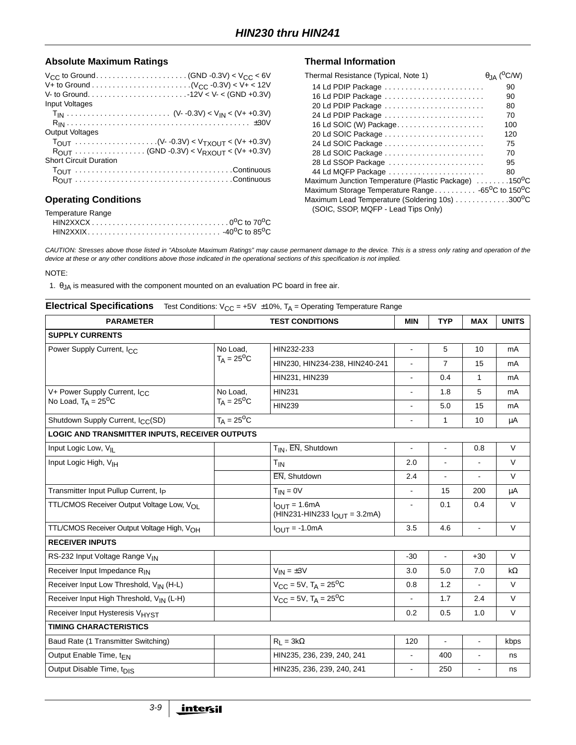## Absolute Maximum Ratings

$V_{CC}$ to Ground . . . . . . . . . . (GND -0.3V) < $V_{CC}$ < 6V
V+ to Ground . . . . . . . . . . ($V_{CC}$ -0.3V) < V+ < 12V
V- to Ground. . . . . . . . . . -12V < V- < (GND +0.3V)
Input Voltages
$T_{IN}$ . . . . . . . . . . (V- -0.3V) < $V_{IN}$ < (V+ +0.3V)
$R_{IN}$ . . . . . . . . . . ±30V
Output Voltages
$T_{OUT}$ . . . . . . . . . . (V- -0.3V) < $V_{TXOUT}$ < (V+ +0.3V)
$R_{OUT}$ . . . . . . . . . . (GND -0.3V) < $V_{RXOUT}$ < (V+ +0.3V)
Short Circuit Duration
$T_{OUT}$ . . . . . . . . . . Continuous
$R_{OUT}$ . . . . . . . . . . Continuous

## Operating Conditions

Temperature Range
HIN2XXCX . . . . . . . . . . $0^oC$ to $70^oC$
HIN2XXIX. . . . . . . . . . $-40^oC$ to $85^oC$

## Thermal Information

| Thermal Resistance (Typical, Note 1) | $\theta_{JA}$ ($^oC$/W) |
|---|---|
| 14 Ld PDIP Package | 90 |
| 16 Ld PDIP Package | 90 |
| 20 Ld PDIP Package | 80 |
| 24 Ld PDIP Package | 70 |
| 16 Ld SOIC (W) Package | 100 |
| 20 Ld SOIC Package | 120 |
| 24 Ld SOIC Package | 75 |
| 28 Ld SOIC Package | 70 |
| 28 Ld SSOP Package | 95 |
| 44 Ld MQFP Package | 80 |

Maximum Junction Temperature (Plastic Package) . . . . . . . . $150^oC$
Maximum Storage Temperature Range . . . . . . . . . . $-65^oC$ to $150^oC$
Maximum Lead Temperature (Soldering 10s) . . . . . . . . . . $300^oC$
(SOIC, SSOP, MQFP - Lead Tips Only)

*CAUTION: Stresses above those listed in “Absolute Maximum Ratings” may cause permanent damage to the device. This is a stress only rating and operation of the device at these or any other conditions above those indicated in the operational sections of this specification is not implied.*

NOTE:

1. $\theta_{JA}$ is measured with the component mounted on an evaluation PC board in free air.

**Electrical Specifications** Test Conditions: $V_{CC}$ = +5V ±10%, $T_A$ = Operating Temperature Range

| PARAMETER | TEST CONDITIONS | | MIN | TYP | MAX | UNITS |
|---|---|---|---|---|---|---|
| **SUPPLY CURRENTS** | | | | | | |
| Power Supply Current, $I_{CC}$ | No Load, $T_A = 25^oC$ | HIN232-233 | - | 5 | 10 | mA |
| | | HIN230, HIN234-238, HIN240-241 | - | 7 | 15 | mA |
| | | HIN231, HIN239 | - | 0.4 | 1 | mA |
| V+ Power Supply Current, $I_{CC}$ No Load, $T_A = 25^oC$ | No Load, $T_A = 25^oC$ | HIN231 | - | 1.8 | 5 | mA |
| | | HIN239 | - | 5.0 | 15 | mA |
| Shutdown Supply Current, $I_{CC}$(SD) | $T_A = 25^oC$ | | - | 1 | 10 | μA |
| **LOGIC AND TRANSMITTER INPUTS, RECEIVER OUTPUTS** | | | | | | |
| Input Logic Low, $V_{IL}$ | | $T_{IN}$, $\overline{EN}$, Shutdown | - | - | 0.8 | V |
| Input Logic High, $V_{IH}$ | | $T_{IN}$ | 2.0 | - | - | V |
| | | $\overline{EN}$, Shutdown | 2.4 | - | - | V |
| Transmitter Input Pullup Current, $I_P$ | | $T_{IN}$ = 0V | - | 15 | 200 | μA |
| TTL/CMOS Receiver Output Voltage Low, $V_{OL}$ | | $I_{OUT}$ = 1.6mA (HIN231-HIN233 $I_{OUT}$ = 3.2mA) | - | 0.1 | 0.4 | V |
| TTL/CMOS Receiver Output Voltage High, $V_{OH}$ | | $I_{OUT}$ = -1.0mA | 3.5 | 4.6 | - | V |
| **RECEIVER INPUTS** | | | | | | |
| RS-232 Input Voltage Range $V_{IN}$ | | | -30 | - | +30 | V |
| Receiver Input Impedance $R_{IN}$ | | $V_{IN}$ = ±3V | 3.0 | 5.0 | 7.0 | kΩ |
| Receiver Input Low Threshold, $V_{IN}$ (H-L) | | $V_{CC}$ = 5V, $T_A = 25^oC$ | 0.8 | 1.2 | - | V |
| Receiver Input High Threshold, $V_{IN}$ (L-H) | | $V_{CC}$ = 5V, $T_A = 25^oC$ | - | 1.7 | 2.4 | V |
| Receiver Input Hysteresis $V_{HYST}$ | | | 0.2 | 0.5 | 1.0 | V |
| **TIMING CHARACTERISTICS** | | | | | | |
| Baud Rate (1 Transmitter Switching) | | $R_L$ = 3kΩ | 120 | - | - | kbps |
| Output Enable Time, $t_{EN}$ | | HIN235, 236, 239, 240, 241 | - | 400 | - | ns |
| Output Disable Time, $t_{DIS}$ | | HIN235, 236, 239, 240, 241 | - | 250 | - | ns |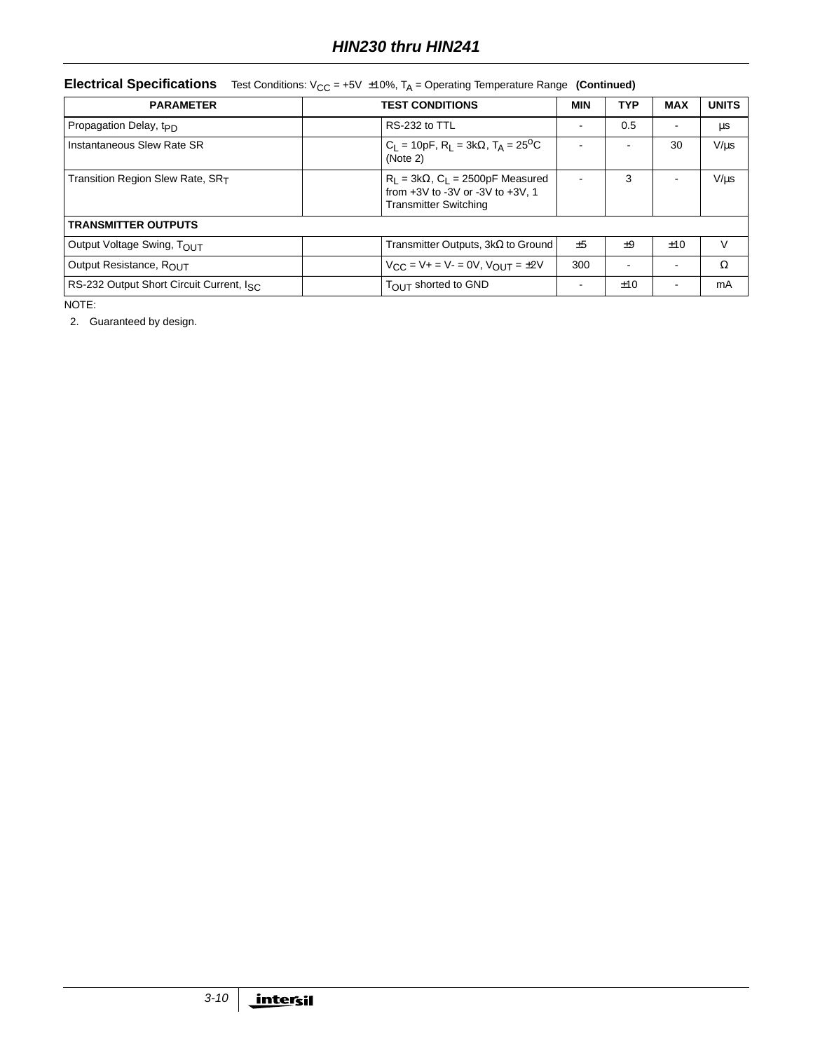**Electrical Specifications** Test Conditions: $V_{CC}$ = +5V ±10%, $T_A$ = Operating Temperature Range **(Continued)**

| PARAMETER | TEST CONDITIONS | | MIN | TYP | MAX | UNITS |
|---|---|---|---|---|---|---|
| Propagation Delay, $t_{PD}$ | | RS-232 to TTL | - | 0.5 | - | µs |
| Instantaneous Slew Rate SR | | $C_L$ = 10pF, $R_L$ = 3kΩ, $T_A$ = 25°C (Note 2) | - | - | 30 | V/µs |
| Transition Region Slew Rate, $SR_T$ | | $R_L$ = 3kΩ, $C_L$ = 2500pF Measured from +3V to -3V or -3V to +3V, 1 Transmitter Switching | - | 3 | - | V/µs |
| **TRANSMITTER OUTPUTS** | | | | | | |
| Output Voltage Swing, $T_{OUT}$ | | Transmitter Outputs, 3kΩ to Ground | ±5 | ±9 | ±10 | V |
| Output Resistance, $R_{OUT}$ | | $V_{CC}$ = V+ = V- = 0V, $V_{OUT}$ = ±2V | 300 | - | - | Ω |
| RS-232 Output Short Circuit Current, $I_{SC}$ | | $T_{OUT}$ shorted to GND | - | ±10 | - | mA |

NOTE:

2. Guaranteed by design.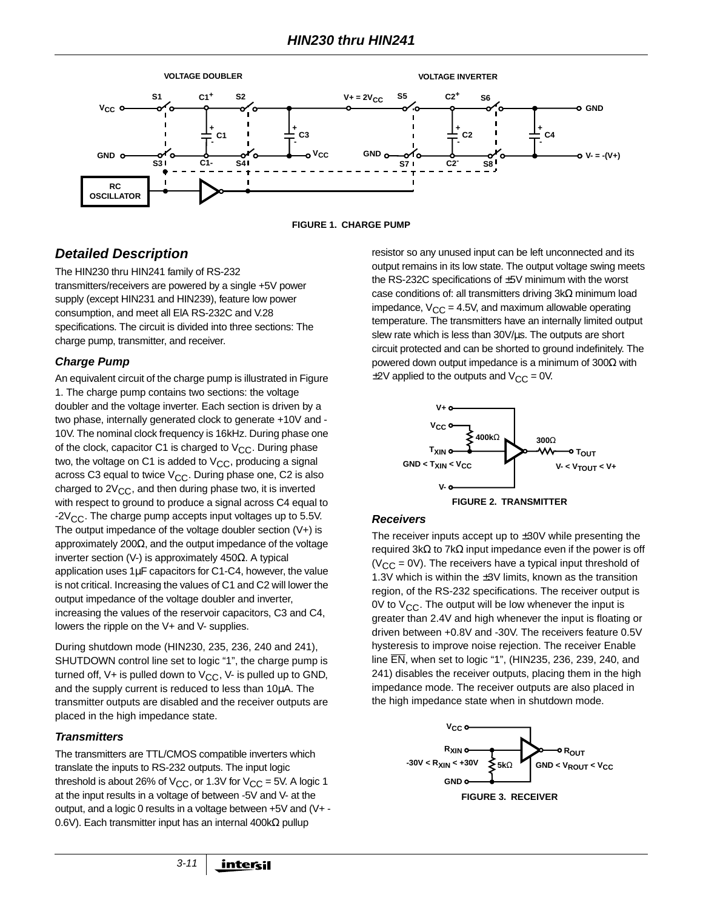FIGURE 1. CHARGE PUMP

## Detailed Description

The HIN230 thru HIN241 family of RS-232 transmitters/receivers are powered by a single +5V power supply (except HIN231 and HIN239), feature low power consumption, and meet all ElA RS-232C and V.28 specifications. The circuit is divided into three sections: The charge pump, transmitter, and receiver.

### Charge Pump

An equivalent circuit of the charge pump is illustrated in Figure 1. The charge pump contains two sections: the voltage doubler and the voltage inverter. Each section is driven by a two phase, internally generated clock to generate +10V and -10V. The nominal clock frequency is 16kHz. During phase one of the clock, capacitor C1 is charged to $V_{CC}$. During phase two, the voltage on C1 is added to $V_{CC}$, producing a signal across C3 equal to twice $V_{CC}$. During phase one, C2 is also charged to $2V_{CC}$, and then during phase two, it is inverted with respect to ground to produce a signal across C4 equal to $-2V_{CC}$. The charge pump accepts input voltages up to 5.5V. The output impedance of the voltage doubler section (V+) is approximately 200Ω, and the output impedance of the voltage inverter section (V-) is approximately 450Ω. A typical application uses 1μF capacitors for C1-C4, however, the value is not critical. Increasing the values of C1 and C2 will lower the output impedance of the voltage doubler and inverter, increasing the values of the reservoir capacitors, C3 and C4, lowers the ripple on the V+ and V- supplies.

During shutdown mode (HIN230, 235, 236, 240 and 241), SHUTDOWN control line set to logic “1”, the charge pump is turned off, V+ is pulled down to $V_{CC}$, V- is pulled up to GND, and the supply current is reduced to less than 10μA. The transmitter outputs are disabled and the receiver outputs are placed in the high impedance state.

### Transmitters

The transmitters are TTL/CMOS compatible inverters which translate the inputs to RS-232 outputs. The input logic threshold is about 26% of $V_{CC}$, or 1.3V for $V_{CC}$ = 5V. A logic 1 at the input results in a voltage of between -5V and V- at the output, and a logic 0 results in a voltage between +5V and (V+ - 0.6V). Each transmitter input has an internal 400kΩ pullup resistor so any unused input can be left unconnected and its output remains in its low state. The output voltage swing meets the RS-232C specifications of ±5V minimum with the worst case conditions of: all transmitters driving 3kΩ minimum load impedance, $V_{CC}$ = 4.5V, and maximum allowable operating temperature. The transmitters have an internally limited output slew rate which is less than 30V/μs. The outputs are short circuit protected and can be shorted to ground indefinitely. The powered down output impedance is a minimum of 300Ω with ±2V applied to the outputs and $V_{CC}$ = 0V.

FIGURE 2. TRANSMITTER

### Receivers

The receiver inputs accept up to ±30V while presenting the required 3kΩ to 7kΩ input impedance even if the power is off ($V_{CC}$ = 0V). The receivers have a typical input threshold of 1.3V which is within the ±3V limits, known as the transition region, of the RS-232 specifications. The receiver output is 0V to $V_{CC}$. The output will be low whenever the input is greater than 2.4V and high whenever the input is floating or driven between +0.8V and -30V. The receivers feature 0.5V hysteresis to improve noise rejection. The receiver Enable line $\overline{EN}$, when set to logic “1”, (HIN235, 236, 239, 240, and 241) disables the receiver outputs, placing them in the high impedance mode. The receiver outputs are also placed in the high impedance state when in shutdown mode.

FIGURE 3. RECEIVER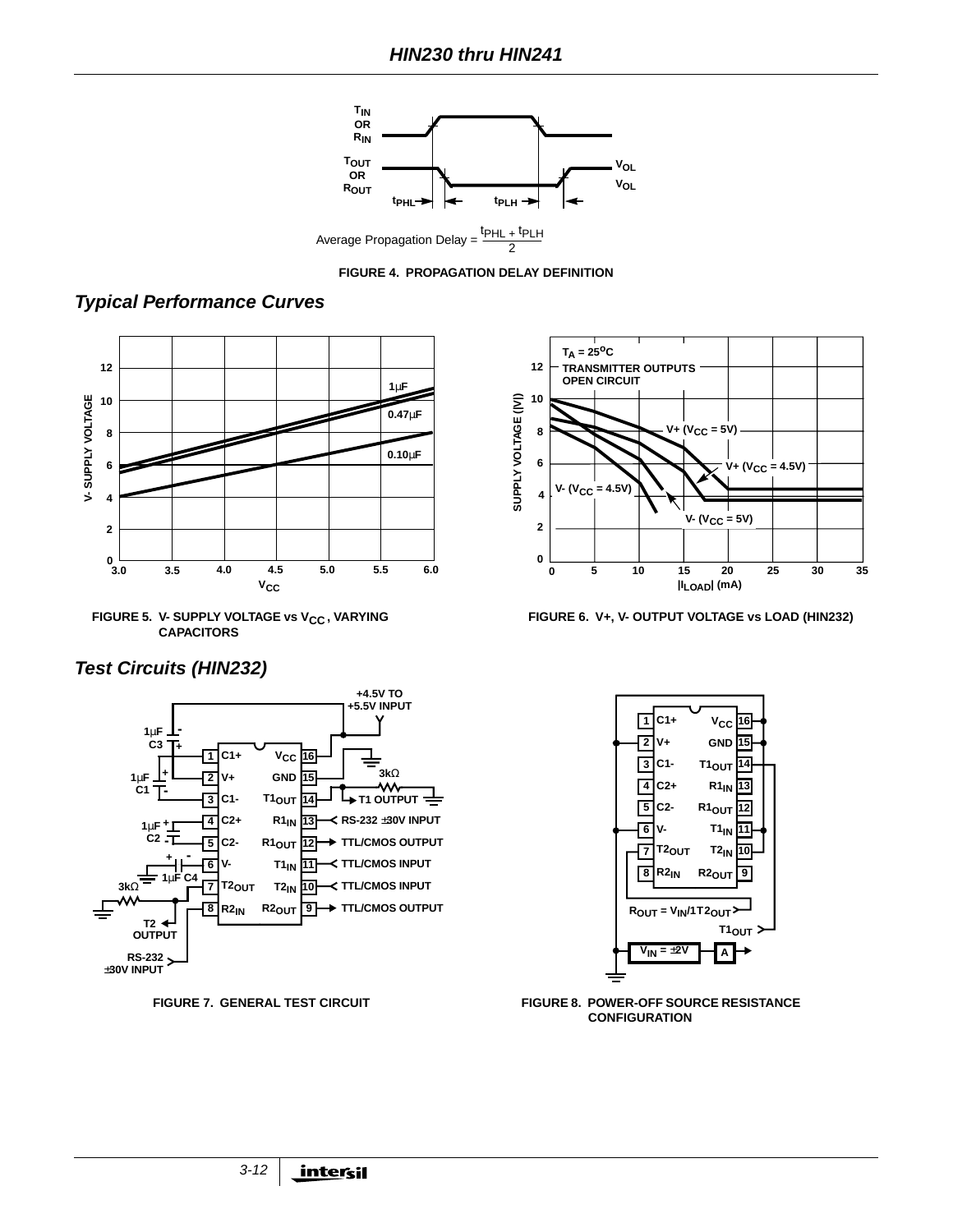Average Propagation Delay = $\frac{t_{PHL} + t_{PLH}}{2}$

FIGURE 4. PROPAGATION DELAY DEFINITION

## Typical Performance Curves

FIGURE 5. V- SUPPLY VOLTAGE vs $V_{CC}$, VARYING CAPACITORS

FIGURE 6. V+, V- OUTPUT VOLTAGE vs LOAD (HIN232)

## Test Circuits (HIN232)

FIGURE 7. GENERAL TEST CIRCUIT

FIGURE 8. POWER-OFF SOURCE RESISTANCE CONFIGURATION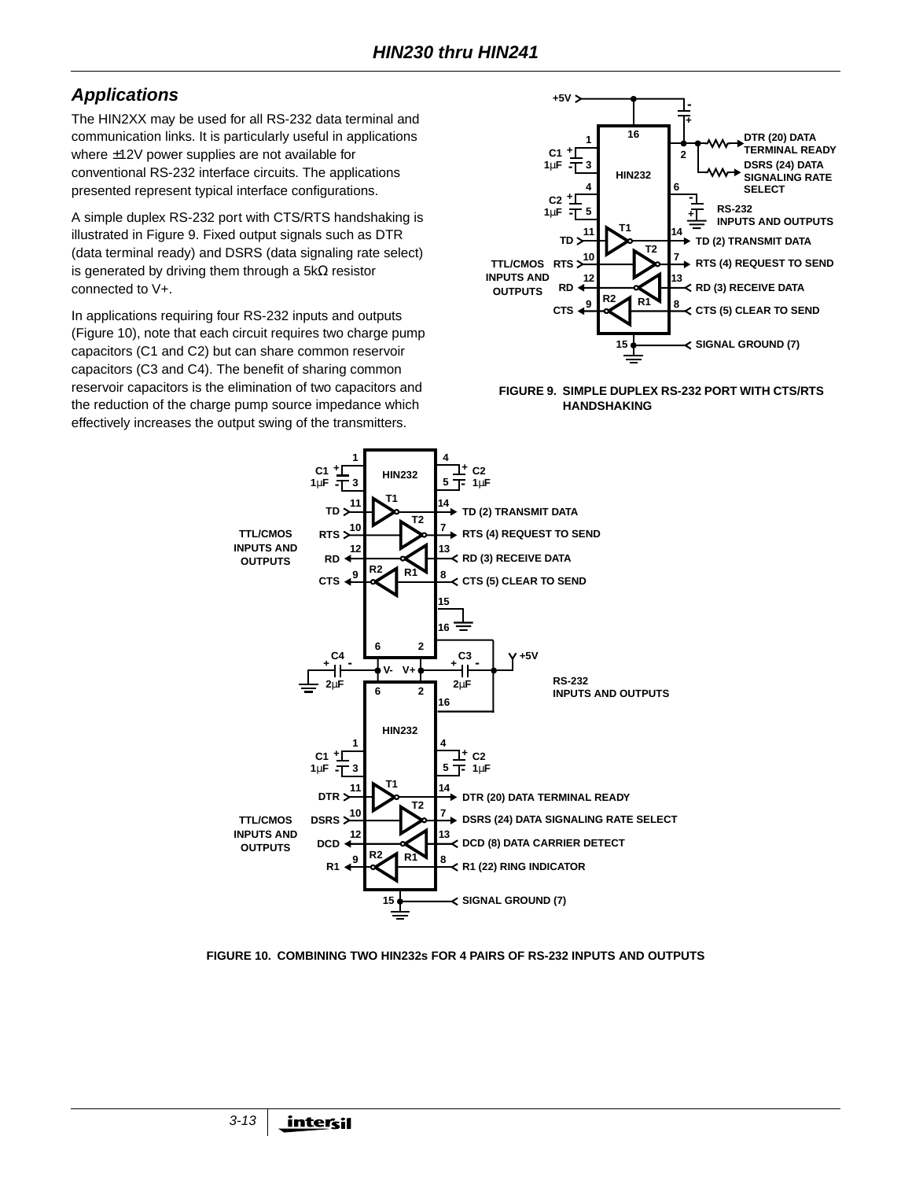## Applications

The HIN2XX may be used for all RS-232 data terminal and communication links. It is particularly useful in applications where ±12V power supplies are not available for conventional RS-232 interface circuits. The applications presented represent typical interface configurations.

A simple duplex RS-232 port with CTS/RTS handshaking is illustrated in Figure 9. Fixed output signals such as DTR (data terminal ready) and DSRS (data signaling rate select) is generated by driving them through a 5kΩ resistor connected to V+.

In applications requiring four RS-232 inputs and outputs (Figure 10), note that each circuit requires two charge pump capacitors (C1 and C2) but can share common reservoir capacitors (C3 and C4). The benefit of sharing common reservoir capacitors is the elimination of two capacitors and the reduction of the charge pump source impedance which effectively increases the output swing of the transmitters.

FIGURE 9. SIMPLE DUPLEX RS-232 PORT WITH CTS/RTS HANDSHAKING

FIGURE 10. COMBINING TWO HIN232s FOR 4 PAIRS OF RS-232 INPUTS AND OUTPUTS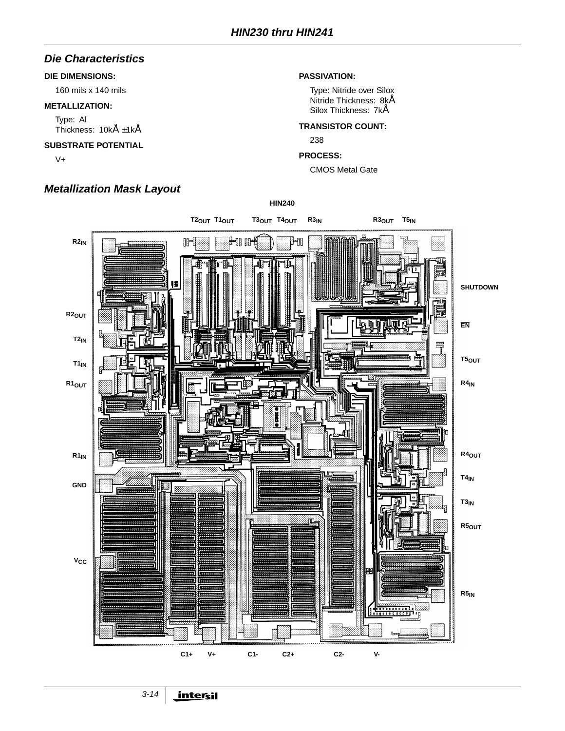## Die Characteristics

**DIE DIMENSIONS:**

160 mils x 140 mils

**METALLIZATION:**

Type: Al
Thickness: 10kÅ ±1kÅ

**SUBSTRATE POTENTIAL**

V+

**PASSIVATION:**

Type: Nitride over Silox
Nitride Thickness: 8kÅ
Silox Thickness: 7kÅ

**TRANSISTOR COUNT:**

238

**PROCESS:**

CMOS Metal Gate

## Metallization Mask Layout

**HIN240**

$T2_{OUT}$ $T1_{OUT}$ $T3_{OUT}$ $T4_{OUT}$ $R3_{IN}$ $R3_{OUT}$ $T5_{IN}$

$R2_{IN}$

$R2_{OUT}$

$T2_{IN}$

$T1_{IN}$

$R1_{OUT}$

$R1_{IN}$

GND

$V_{CC}$

SHUTDOWN

$\overline{EN}$

$T5_{OUT}$

$R4_{IN}$

$R4_{OUT}$

$T4_{IN}$

$T3_{IN}$

$R5_{OUT}$

$R5_{IN}$

C1+ V+ C1- C2+ C2- V-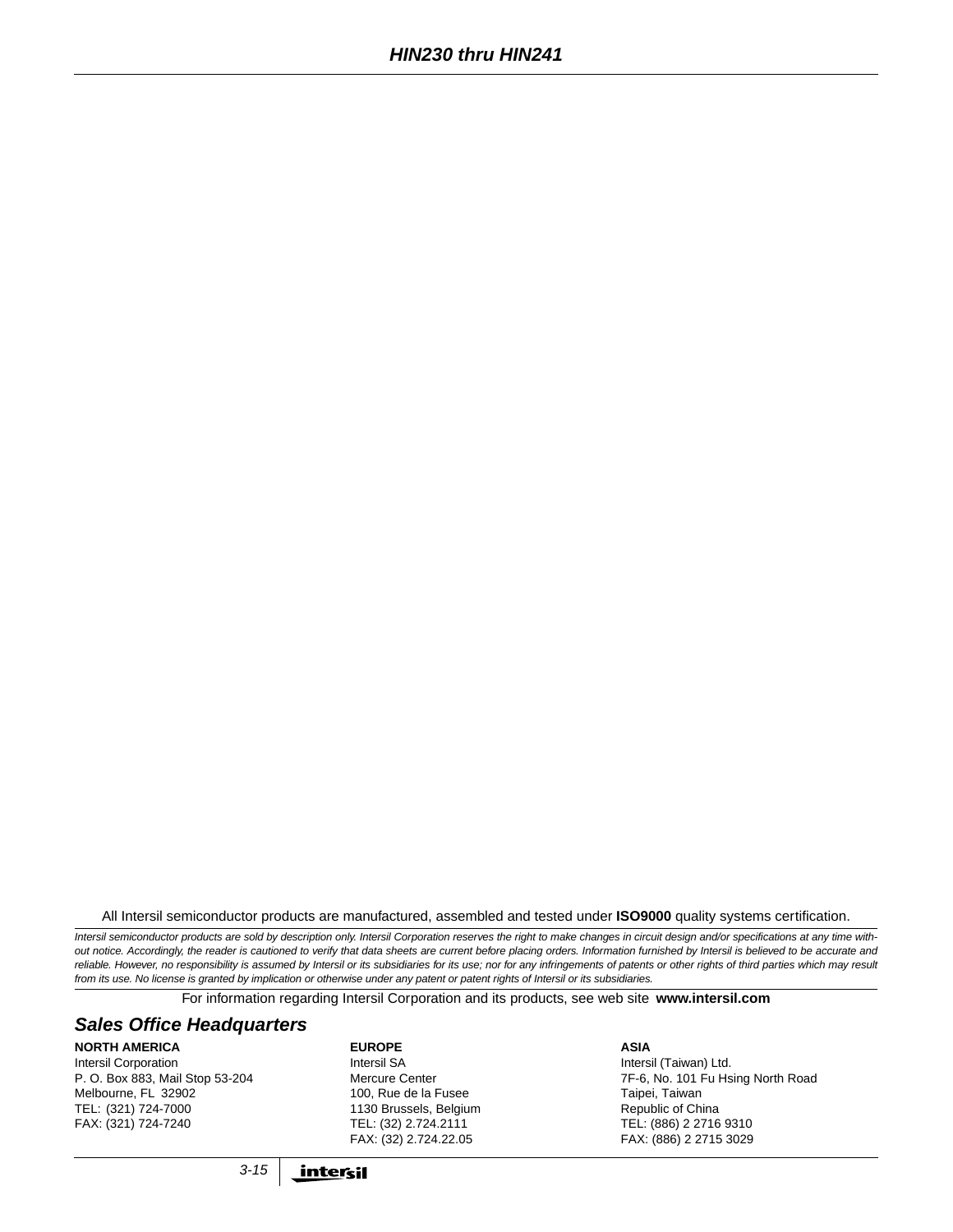All Intersil semiconductor products are manufactured, assembled and tested under **ISO9000** quality systems certification.

*Intersil semiconductor products are sold by description only. Intersil Corporation reserves the right to make changes in circuit design and/or specifications at any time without notice. Accordingly, the reader is cautioned to verify that data sheets are current before placing orders. Information furnished by Intersil is believed to be accurate and reliable. However, no responsibility is assumed by Intersil or its subsidiaries for its use; nor for any infringements of patents or other rights of third parties which may result from its use. No license is granted by implication or otherwise under any patent or patent rights of Intersil or its subsidiaries.*

For information regarding Intersil Corporation and its products, see web site **www.intersil.com**

## *Sales Office Headquarters*

**NORTH AMERICA**
Intersil Corporation
P. O. Box 883, Mail Stop 53-204
Melbourne, FL 32902
TEL: (321) 724-7000
FAX: (321) 724-7240

**EUROPE**
Intersil SA
Mercure Center
100, Rue de la Fusee
1130 Brussels, Belgium
TEL: (32) 2.724.2111
FAX: (32) 2.724.22.05

**ASIA**
Intersil (Taiwan) Ltd.
7F-6, No. 101 Fu Hsing North Road
Taipei, Taiwan
Republic of China
TEL: (886) 2 2716 9310
FAX: (886) 2 2715 3029